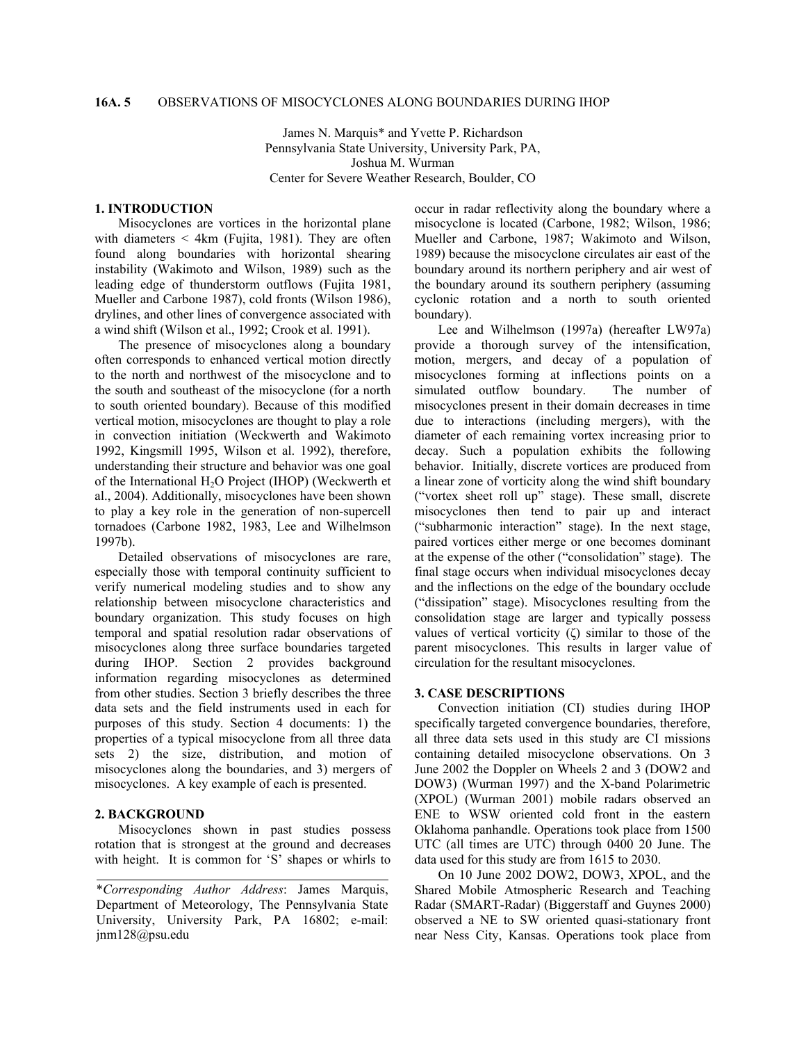# 16A. 5 OBSERVATIONS OF MISOCYCLONES ALONG BOUNDARIES DURING IHOP

James N. Marquis* and Yvette P. Richardson
Pennsylvania State University, University Park, PA,
Joshua M. Wurman
Center for Severe Weather Research, Boulder, CO

## 1. INTRODUCTION

Misocyclones are vortices in the horizontal plane with diameters < 4km (Fujita, 1981). They are often found along boundaries with horizontal shearing instability (Wakimoto and Wilson, 1989) such as the leading edge of thunderstorm outflows (Fujita 1981, Mueller and Carbone 1987), cold fronts (Wilson 1986), drylines, and other lines of convergence associated with a wind shift (Wilson et al., 1992; Crook et al. 1991).

The presence of misocyclones along a boundary often corresponds to enhanced vertical motion directly to the north and northwest of the misocyclone and to the south and southeast of the misocyclone (for a north to south oriented boundary). Because of this modified vertical motion, misocyclones are thought to play a role in convection initiation (Weckwerth and Wakimoto 1992, Kingsmill 1995, Wilson et al. 1992), therefore, understanding their structure and behavior was one goal of the International $H_2O$ Project (IHOP) (Weckwerth et al., 2004). Additionally, misocyclones have been shown to play a key role in the generation of non-supercell tornadoes (Carbone 1982, 1983, Lee and Wilhelmson 1997b).

Detailed observations of misocyclones are rare, especially those with temporal continuity sufficient to verify numerical modeling studies and to show any relationship between misocyclone characteristics and boundary organization. This study focuses on high temporal and spatial resolution radar observations of misocyclones along three surface boundaries targeted during IHOP. Section 2 provides background information regarding misocyclones as determined from other studies. Section 3 briefly describes the three data sets and the field instruments used in each for purposes of this study. Section 4 documents: 1) the properties of a typical misocyclone from all three data sets 2) the size, distribution, and motion of misocyclones along the boundaries, and 3) mergers of misocyclones. A key example of each is presented.

## 2. BACKGROUND

Misocyclones shown in past studies possess rotation that is strongest at the ground and decreases with height. It is common for 'S' shapes or whirls to occur in radar reflectivity along the boundary where a misocyclone is located (Carbone, 1982; Wilson, 1986; Mueller and Carbone, 1987; Wakimoto and Wilson, 1989) because the misocyclone circulates air east of the boundary around its northern periphery and air west of the boundary around its southern periphery (assuming cyclonic rotation and a north to south oriented boundary).

Lee and Wilhelmson (1997a) (hereafter LW97a) provide a thorough survey of the intensification, motion, mergers, and decay of a population of misocyclones forming at inflections points on a simulated outflow boundary. The number of misocyclones present in their domain decreases in time due to interactions (including mergers), with the diameter of each remaining vortex increasing prior to decay. Such a population exhibits the following behavior. Initially, discrete vortices are produced from a linear zone of vorticity along the wind shift boundary ("vortex sheet roll up" stage). These small, discrete misocyclones then tend to pair up and interact ("subharmonic interaction" stage). In the next stage, paired vortices either merge or one becomes dominant at the expense of the other ("consolidation" stage). The final stage occurs when individual misocyclones decay and the inflections on the edge of the boundary occlude ("dissipation" stage). Misocyclones resulting from the consolidation stage are larger and typically possess values of vertical vorticity ($\zeta$) similar to those of the parent misocyclones. This results in larger value of circulation for the resultant misocyclones.

## 3. CASE DESCRIPTIONS

Convection initiation (CI) studies during IHOP specifically targeted convergence boundaries, therefore, all three data sets used in this study are CI missions containing detailed misocyclone observations. On 3 June 2002 the Doppler on Wheels 2 and 3 (DOW2 and DOW3) (Wurman 1997) and the X-band Polarimetric (XPOL) (Wurman 2001) mobile radars observed an ENE to WSW oriented cold front in the eastern Oklahoma panhandle. Operations took place from 1500 UTC (all times are UTC) through 0400 20 June. The data used for this study are from 1615 to 2030.

On 10 June 2002 DOW2, DOW3, XPOL, and the Shared Mobile Atmospheric Research and Teaching Radar (SMART-Radar) (Biggerstaff and Guynes 2000) observed a NE to SW oriented quasi-stationary front near Ness City, Kansas. Operations took place from

---

**Corresponding Author Address*: James Marquis, Department of Meteorology, The Pennsylvania State University, University Park, PA 16802; e-mail: jnm128@psu.edu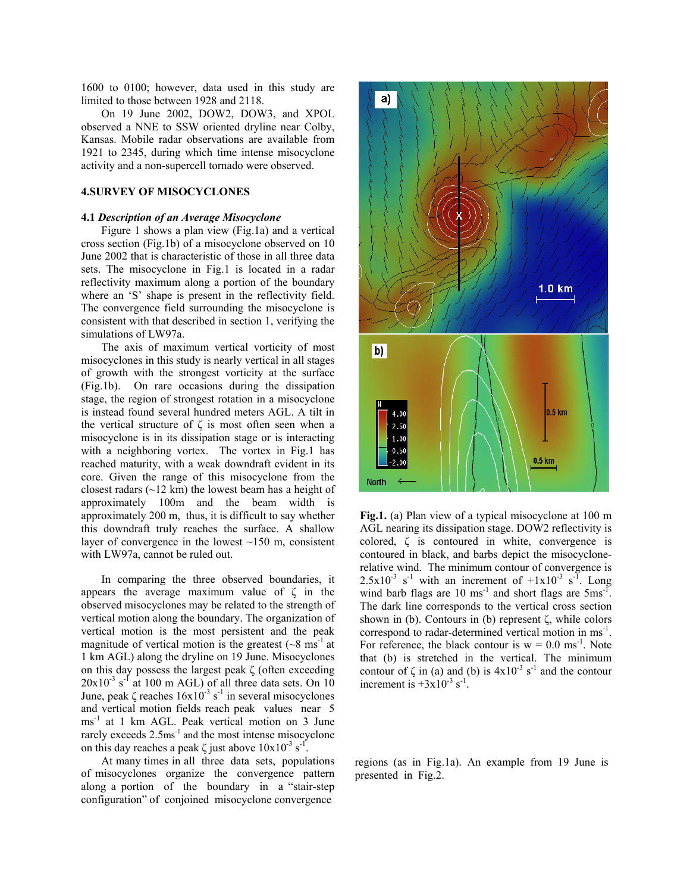1600 to 0100; however, data used in this study are limited to those between 1928 and 2118.

On 19 June 2002, DOW2, DOW3, and XPOL observed a NNE to SSW oriented dryline near Colby, Kansas. Mobile radar observations are available from 1921 to 2345, during which time intense misocyclone activity and a non-supercell tornado were observed.

## 4. SURVEY OF MISOCYCLONES

### 4.1 *Description of an Average Misocyclone*

Figure 1 shows a plan view (Fig.1a) and a vertical cross section (Fig.1b) of a misocyclone observed on 10 June 2002 that is characteristic of those in all three data sets. The misocyclone in Fig.1 is located in a radar reflectivity maximum along a portion of the boundary where an 'S' shape is present in the reflectivity field. The convergence field surrounding the misocyclone is consistent with that described in section 1, verifying the simulations of LW97a.

The axis of maximum vertical vorticity of most misocyclones in this study is nearly vertical in all stages of growth with the strongest vorticity at the surface (Fig.1b). On rare occasions during the dissipation stage, the region of strongest rotation in a misocyclone is instead found several hundred meters AGL. A tilt in the vertical structure of $\zeta$ is most often seen when a misocyclone is in its dissipation stage or is interacting with a neighboring vortex. The vortex in Fig.1 has reached maturity, with a weak downdraft evident in its core. Given the range of this misocyclone from the closest radars (~12 km) the lowest beam has a height of approximately 100m and the beam width is approximately 200 m, thus, it is difficult to say whether this downdraft truly reaches the surface. A shallow layer of convergence in the lowest ~150 m, consistent with LW97a, cannot be ruled out.

In comparing the three observed boundaries, it appears the average maximum value of $\zeta$ in the observed misocyclones may be related to the strength of vertical motion along the boundary. The organization of vertical motion is the most persistent and the peak magnitude of vertical motion is the greatest (~8 $ms^{-1}$ at 1 km AGL) along the dryline on 19 June. Misocyclones on this day possess the largest peak $\zeta$ (often exceeding $20 \times 10^{-3}$ $s^{-1}$ at 100 m AGL) of all three data sets. On 10 June, peak $\zeta$ reaches $16 \times 10^{-3}$ $s^{-1}$ in several misocyclones and vertical motion fields reach peak values near 5 $ms^{-1}$ at 1 km AGL. Peak vertical motion on 3 June rarely exceeds 2.5$ms^{-1}$ and the most intense misocyclone on this day reaches a peak $\zeta$ just above $10 \times 10^{-3}$ $s^{-1}$.

At many times in all three data sets, populations of misocyclones organize the convergence pattern along a portion of the boundary in a "stair-step configuration" of conjoined misocyclone convergence regions (as in Fig.1a). An example from 19 June is presented in Fig.2.

**Fig.1.** (a) Plan view of a typical misocyclone at 100 m AGL nearing its dissipation stage. DOW2 reflectivity is colored, $\zeta$ is contoured in white, convergence is contoured in black, and barbs depict the misocyclone-relative wind. The minimum contour of convergence is $2.5 \times 10^{-3}$ $s^{-1}$ with an increment of $+1 \times 10^{-3}$ $s^{-1}$. Long wind barb flags are 10 $ms^{-1}$ and short flags are 5$ms^{-1}$. The dark line corresponds to the vertical cross section shown in (b). Contours in (b) represent $\zeta$, while colors correspond to radar-determined vertical motion in $ms^{-1}$. For reference, the black contour is w = 0.0 $ms^{-1}$. Note that (b) is stretched in the vertical. The minimum contour of $\zeta$ in (a) and (b) is $4 \times 10^{-3}$ $s^{-1}$ and the contour increment is $+3 \times 10^{-3}$ $s^{-1}$.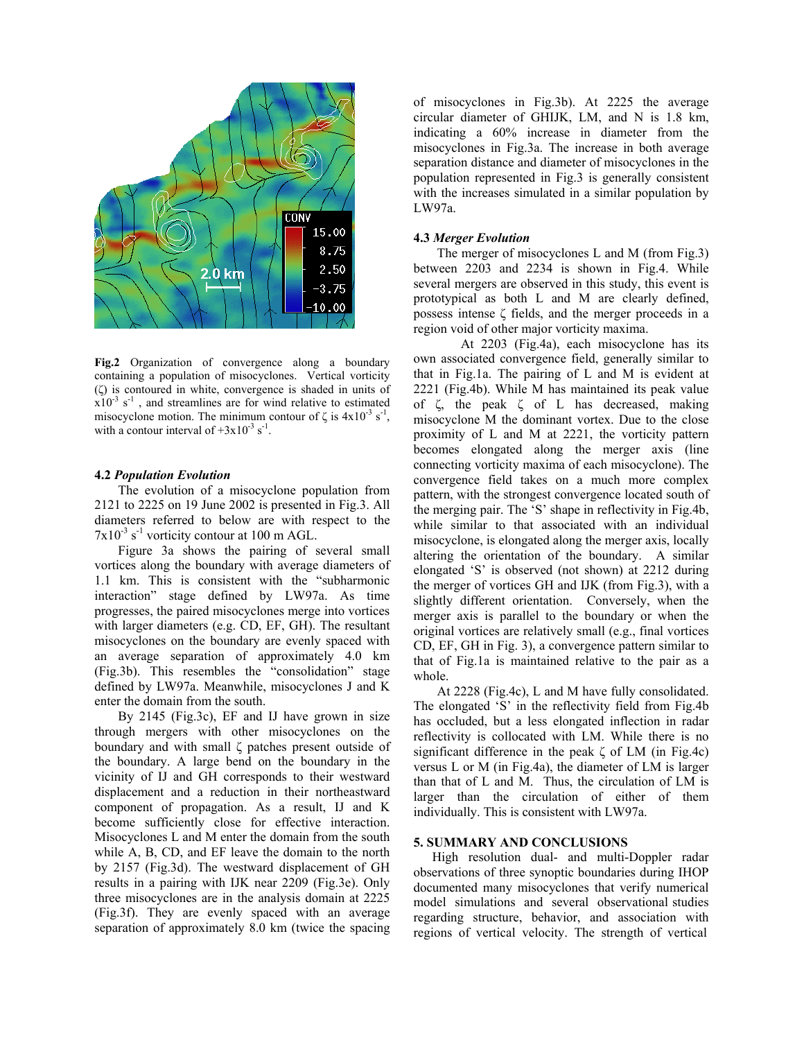**Fig.2** Organization of convergence along a boundary containing a population of misocyclones. Vertical vorticity (ζ) is contoured in white, convergence is shaded in units of $x10^{-3}$ $s^{-1}$, and streamlines are for wind relative to estimated misocyclone motion. The minimum contour of ζ is $4x10^{-3}$ $s^{-1}$, with a contour interval of $+3x10^{-3}$ $s^{-1}$.

### 4.2 *Population Evolution*

The evolution of a misocyclone population from 2121 to 2225 on 19 June 2002 is presented in Fig.3. All diameters referred to below are with respect to the $7x10^{-3}$ $s^{-1}$ vorticity contour at 100 m AGL.

Figure 3a shows the pairing of several small vortices along the boundary with average diameters of 1.1 km. This is consistent with the "subharmonic interaction" stage defined by LW97a. As time progresses, the paired misocyclones merge into vortices with larger diameters (e.g. CD, EF, GH). The resultant misocyclones on the boundary are evenly spaced with an average separation of approximately 4.0 km (Fig.3b). This resembles the "consolidation" stage defined by LW97a. Meanwhile, misocyclones J and K enter the domain from the south.

By 2145 (Fig.3c), EF and IJ have grown in size through mergers with other misocyclones on the boundary and with small ζ patches present outside of the boundary. A large bend on the boundary in the vicinity of IJ and GH corresponds to their westward displacement and a reduction in their northeastward component of propagation. As a result, IJ and K become sufficiently close for effective interaction. Misocyclones L and M enter the domain from the south while A, B, CD, and EF leave the domain to the north by 2157 (Fig.3d). The westward displacement of GH results in a pairing with IJK near 2209 (Fig.3e). Only three misocyclones are in the analysis domain at 2225 (Fig.3f). They are evenly spaced with an average separation of approximately 8.0 km (twice the spacing of misocyclones in Fig.3b). At 2225 the average circular diameter of GHIJK, LM, and N is 1.8 km, indicating a 60% increase in diameter from the misocyclones in Fig.3a. The increase in both average separation distance and diameter of misocyclones in the population represented in Fig.3 is generally consistent with the increases simulated in a similar population by LW97a.

### 4.3 *Merger Evolution*

The merger of misocyclones L and M (from Fig.3) between 2203 and 2234 is shown in Fig.4. While several mergers are observed in this study, this event is prototypical as both L and M are clearly defined, possess intense ζ fields, and the merger proceeds in a region void of other major vorticity maxima.

At 2203 (Fig.4a), each misocyclone has its own associated convergence field, generally similar to that in Fig.1a. The pairing of L and M is evident at 2221 (Fig.4b). While M has maintained its peak value of ζ, the peak ζ of L has decreased, making misocyclone M the dominant vortex. Due to the close proximity of L and M at 2221, the vorticity pattern becomes elongated along the merger axis (line connecting vorticity maxima of each misocyclone). The convergence field takes on a much more complex pattern, with the strongest convergence located south of the merging pair. The 'S' shape in reflectivity in Fig.4b, while similar to that associated with an individual misocyclone, is elongated along the merger axis, locally altering the orientation of the boundary. A similar elongated 'S' is observed (not shown) at 2212 during the merger of vortices GH and IJK (from Fig.3), with a slightly different orientation. Conversely, when the merger axis is parallel to the boundary or when the original vortices are relatively small (e.g., final vortices CD, EF, GH in Fig. 3), a convergence pattern similar to that of Fig.1a is maintained relative to the pair as a whole.

At 2228 (Fig.4c), L and M have fully consolidated. The elongated 'S' in the reflectivity field from Fig.4b has occluded, but a less elongated inflection in radar reflectivity is collocated with LM. While there is no significant difference in the peak ζ of LM (in Fig.4c) versus L or M (in Fig.4a), the diameter of LM is larger than that of L and M. Thus, the circulation of LM is larger than the circulation of either of them individually. This is consistent with LW97a.

## 5. SUMMARY AND CONCLUSIONS

High resolution dual- and multi-Doppler radar observations of three synoptic boundaries during IHOP documented many misocyclones that verify numerical model simulations and several observational studies regarding structure, behavior, and association with regions of vertical velocity. The strength of vertical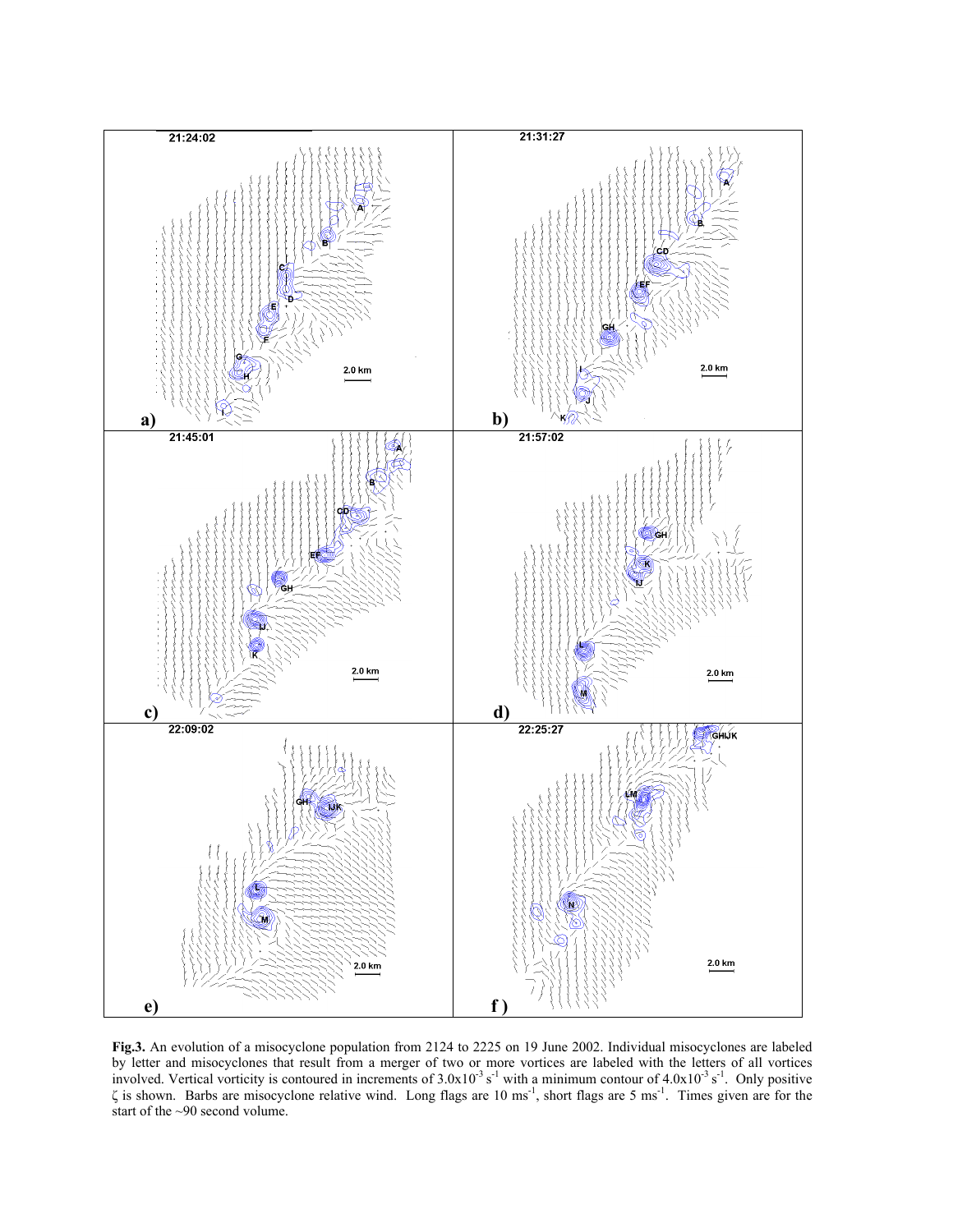**Fig.3.** An evolution of a misocyclone population from 2124 to 2225 on 19 June 2002. Individual misocyclones are labeled by letter and misocyclones that result from a merger of two or more vortices are labeled with the letters of all vortices involved. Vertical vorticity is contoured in increments of $3.0\text{x}10^{-3}$ s$^{-1}$ with a minimum contour of $4.0\text{x}10^{-3}$ s$^{-1}$. Only positive $\zeta$ is shown. Barbs are misocyclone relative wind. Long flags are 10 ms$^{-1}$, short flags are 5 ms$^{-1}$. Times given are for the start of the ~90 second volume.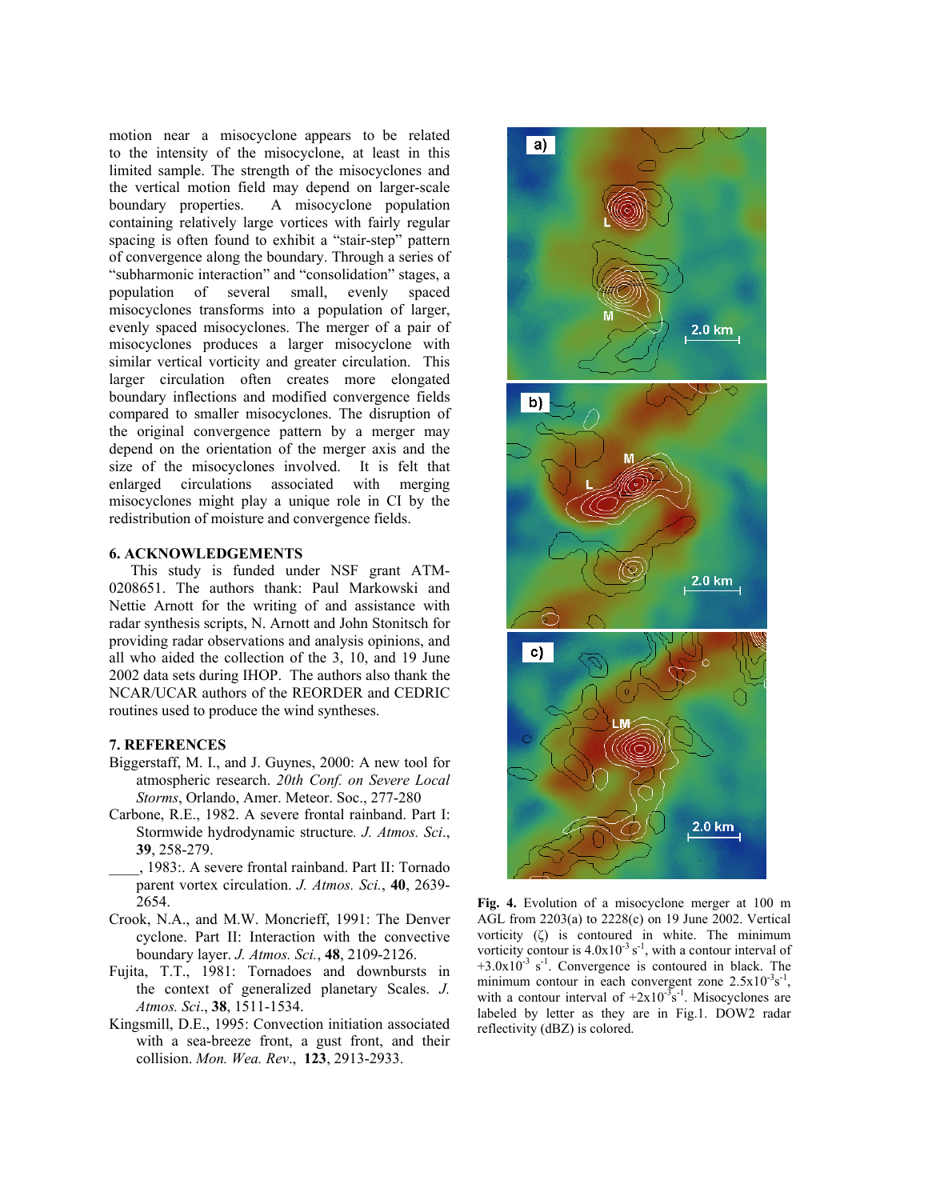motion near a misocyclone appears to be related to the intensity of the misocyclone, at least in this limited sample. The strength of the misocyclones and the vertical motion field may depend on larger-scale boundary properties. A misocyclone population containing relatively large vortices with fairly regular spacing is often found to exhibit a "stair-step" pattern of convergence along the boundary. Through a series of "subharmonic interaction" and "consolidation" stages, a population of several small, evenly spaced misocyclones transforms into a population of larger, evenly spaced misocyclones. The merger of a pair of misocyclones produces a larger misocyclone with similar vertical vorticity and greater circulation. This larger circulation often creates more elongated boundary inflections and modified convergence fields compared to smaller misocyclones. The disruption of the original convergence pattern by a merger may depend on the orientation of the merger axis and the size of the misocyclones involved. It is felt that enlarged circulations associated with merging misocyclones might play a unique role in CI by the redistribution of moisture and convergence fields.

## 6. ACKNOWLEDGEMENTS

This study is funded under NSF grant ATM-0208651. The authors thank: Paul Markowski and Nettie Arnott for the writing of and assistance with radar synthesis scripts, N. Arnott and John Stonitsch for providing radar observations and analysis opinions, and all who aided the collection of the 3, 10, and 19 June 2002 data sets during IHOP. The authors also thank the NCAR/UCAR authors of the REORDER and CEDRIC routines used to produce the wind syntheses.

## 7. REFERENCES

Biggerstaff, M. I., and J. Guynes, 2000: A new tool for atmospheric research. *20th Conf. on Severe Local Storms*, Orlando, Amer. Meteor. Soc., 277-280

Carbone, R.E., 1982. A severe frontal rainband. Part I: Stormwide hydrodynamic structure*. J. Atmos. Sci*., **39**, 258-279.

____, 1983:. A severe frontal rainband. Part II: Tornado parent vortex circulation. *J. Atmos. Sci.*, **40**, 2639-2654.

Crook, N.A., and M.W. Moncrieff, 1991: The Denver cyclone. Part II: Interaction with the convective boundary layer. *J. Atmos. Sci.*, **48**, 2109-2126.

Fujita, T.T., 1981: Tornadoes and downbursts in the context of generalized planetary Scales. *J. Atmos. Sci*., **38**, 1511-1534.

Kingsmill, D.E., 1995: Convection initiation associated with a sea-breeze front, a gust front, and their collision. *Mon. Wea. Rev*., **123**, 2913-2933.

**Fig. 4.** Evolution of a misocyclone merger at 100 m AGL from 2203(a) to 2228(c) on 19 June 2002. Vertical vorticity (ζ) is contoured in white. The minimum vorticity contour is $4.0 \times 10^{-3}$ s$^{-1}$, with a contour interval of $+3.0 \times 10^{-3}$ s$^{-1}$. Convergence is contoured in black. The minimum contour in each convergent zone $2.5 \times 10^{-3}$s$^{-1}$, with a contour interval of $+2 \times 10^{-3}$s$^{-1}$. Misocyclones are labeled by letter as they are in Fig.1. DOW2 radar reflectivity (dBZ) is colored.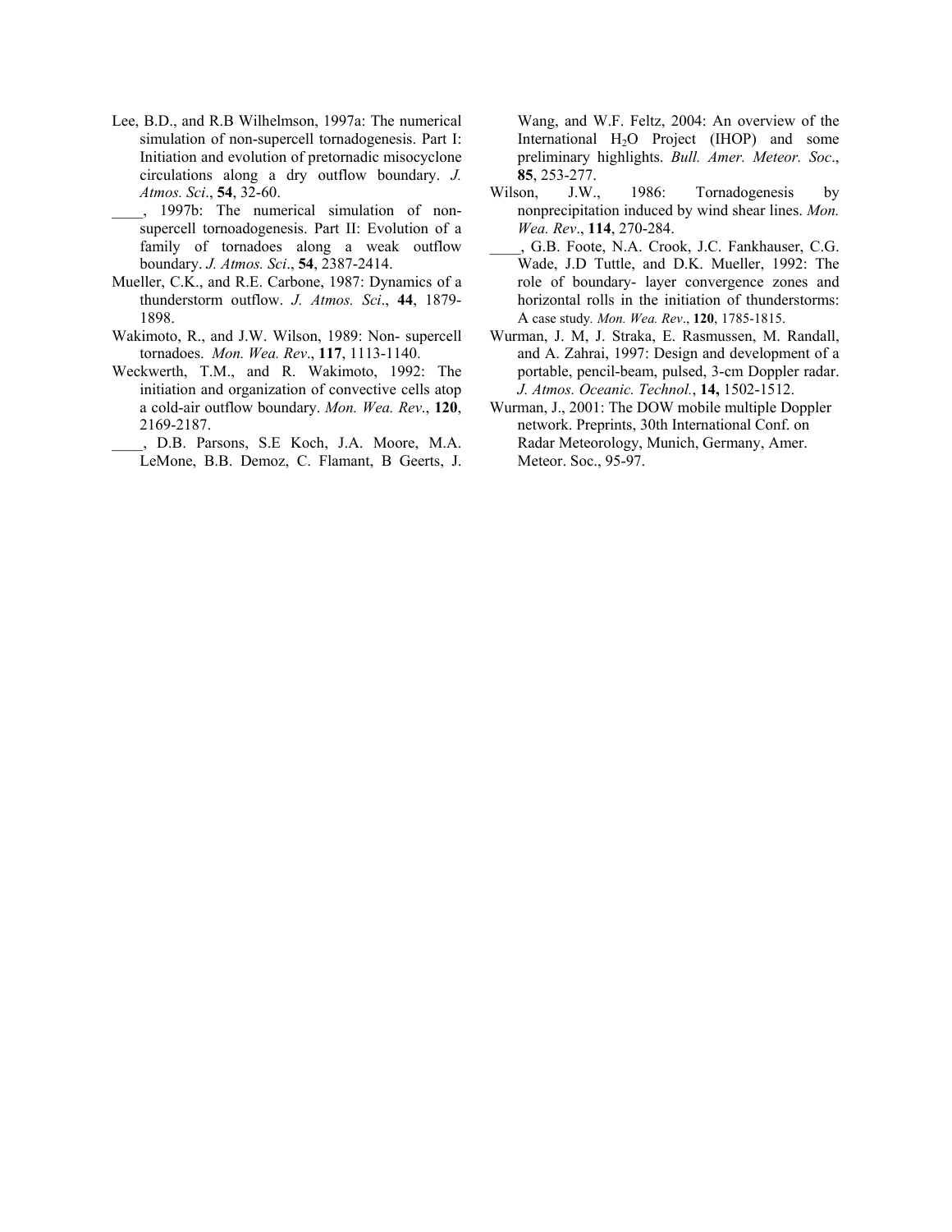Lee, B.D., and R.B Wilhelmson, 1997a: The numerical simulation of non-supercell tornadogenesis. Part I: Initiation and evolution of pretornadic misocyclone circulations along a dry outflow boundary. *J. Atmos. Sci*., **54**, 32-60.

____, 1997b: The numerical simulation of non-supercell tornoadogenesis. Part II: Evolution of a family of tornadoes along a weak outflow boundary. *J. Atmos. Sci*., **54**, 2387-2414.

Mueller, C.K., and R.E. Carbone, 1987: Dynamics of a thunderstorm outflow. *J. Atmos. Sci*., **44**, 1879-1898.

Wakimoto, R., and J.W. Wilson, 1989: Non- supercell tornadoes. *Mon. Wea. Rev*., **117**, 1113-1140.

Weckwerth, T.M., and R. Wakimoto, 1992: The initiation and organization of convective cells atop a cold-air outflow boundary. *Mon. Wea. Rev*., **120**, 2169-2187.

____, D.B. Parsons, S.E Koch, J.A. Moore, M.A. LeMone, B.B. Demoz, C. Flamant, B Geerts, J. Wang, and W.F. Feltz, 2004: An overview of the International $H_2O$ Project (IHOP) and some preliminary highlights. *Bull. Amer. Meteor. Soc*., **85**, 253-277.

Wilson, J.W., 1986: Tornadogenesis by nonprecipitation induced by wind shear lines. *Mon. Wea. Rev*., **114**, 270-284.

____, G.B. Foote, N.A. Crook, J.C. Fankhauser, C.G. Wade, J.D Tuttle, and D.K. Mueller, 1992: The role of boundary- layer convergence zones and horizontal rolls in the initiation of thunderstorms: A case study. *Mon. Wea. Rev*., **120**, 1785-1815.

Wurman, J. M, J. Straka, E. Rasmussen, M. Randall, and A. Zahrai, 1997: Design and development of a portable, pencil-beam, pulsed, 3-cm Doppler radar. *J. Atmos. Oceanic. Technol.*, **14,** 1502-1512.

Wurman, J., 2001: The DOW mobile multiple Doppler network. Preprints, 30th International Conf. on Radar Meteorology, Munich, Germany, Amer. Meteor. Soc., 95-97.